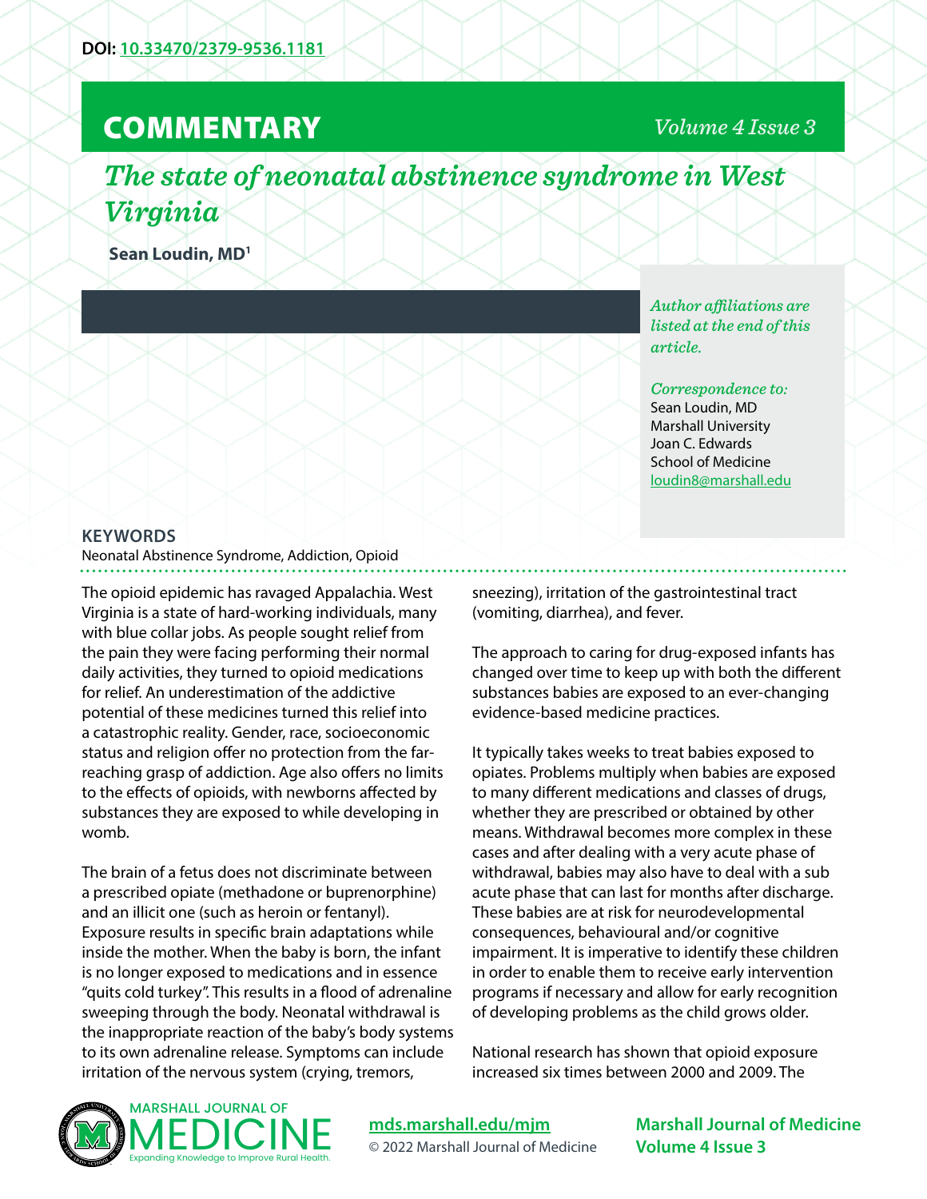DOI: 10.33470/2379-9536.1181

# COMMENTARY

# The state of neonatal abstinence syndrome in West Virginia

**Sean Loudin, MD[1]**

*Author affiliations are listed at the end of this article.*

*Correspondence to:*
Sean Loudin, MD
Marshall University
Joan C. Edwards
School of Medicine
loudin8@marshall.edu

## KEYWORDS

Neonatal Abstinence Syndrome, Addiction, Opioid

The opioid epidemic has ravaged Appalachia. West Virginia is a state of hard-working individuals, many with blue collar jobs. As people sought relief from the pain they were facing performing their normal daily activities, they turned to opioid medications for relief. An underestimation of the addictive potential of these medicines turned this relief into a catastrophic reality. Gender, race, socioeconomic status and religion offer no protection from the far-reaching grasp of addiction. Age also offers no limits to the effects of opioids, with newborns affected by substances they are exposed to while developing in womb.

The brain of a fetus does not discriminate between a prescribed opiate (methadone or buprenorphine) and an illicit one (such as heroin or fentanyl). Exposure results in specific brain adaptations while inside the mother. When the baby is born, the infant is no longer exposed to medications and in essence "quits cold turkey". This results in a flood of adrenaline sweeping through the body. Neonatal withdrawal is the inappropriate reaction of the baby's body systems to its own adrenaline release. Symptoms can include irritation of the nervous system (crying, tremors, sneezing), irritation of the gastrointestinal tract (vomiting, diarrhea), and fever.

The approach to caring for drug-exposed infants has changed over time to keep up with both the different substances babies are exposed to an ever-changing evidence-based medicine practices.

It typically takes weeks to treat babies exposed to opiates. Problems multiply when babies are exposed to many different medications and classes of drugs, whether they are prescribed or obtained by other means. Withdrawal becomes more complex in these cases and after dealing with a very acute phase of withdrawal, babies may also have to deal with a sub acute phase that can last for months after discharge. These babies are at risk for neurodevelopmental consequences, behavioural and/or cognitive impairment. It is imperative to identify these children in order to enable them to receive early intervention programs if necessary and allow for early recognition of developing problems as the child grows older.

National research has shown that opioid exposure increased six times between 2000 and 2009. The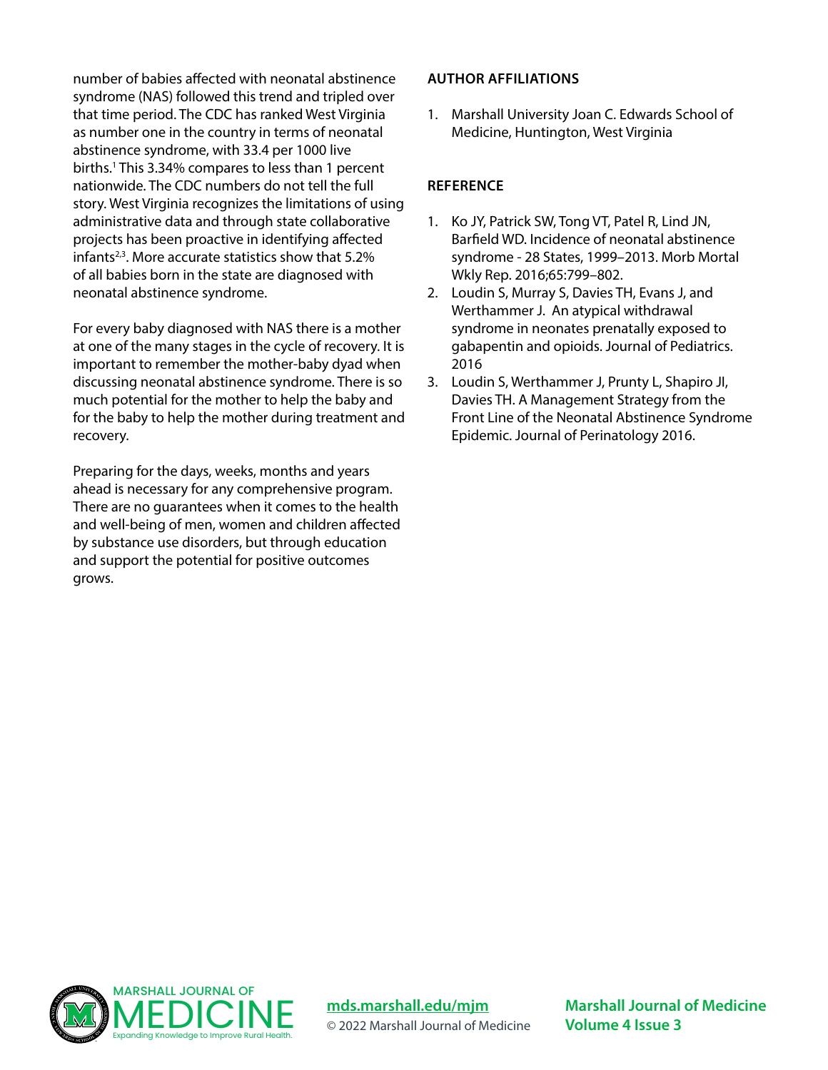number of babies affected with neonatal abstinence syndrome (NAS) followed this trend and tripled over that time period. The CDC has ranked West Virginia as number one in the country in terms of neonatal abstinence syndrome, with 33.4 per 1000 live births.[1] This 3.34% compares to less than 1 percent nationwide. The CDC numbers do not tell the full story. West Virginia recognizes the limitations of using administrative data and through state collaborative projects has been proactive in identifying affected infants[2,3]. More accurate statistics show that 5.2% of all babies born in the state are diagnosed with neonatal abstinence syndrome.

For every baby diagnosed with NAS there is a mother at one of the many stages in the cycle of recovery. It is important to remember the mother-baby dyad when discussing neonatal abstinence syndrome. There is so much potential for the mother to help the baby and for the baby to help the mother during treatment and recovery.

Preparing for the days, weeks, months and years ahead is necessary for any comprehensive program. There are no guarantees when it comes to the health and well-being of men, women and children affected by substance use disorders, but through education and support the potential for positive outcomes grows.

## AUTHOR AFFILIATIONS

1. Marshall University Joan C. Edwards School of Medicine, Huntington, West Virginia

## REFERENCE

1. Ko JY, Patrick SW, Tong VT, Patel R, Lind JN, Barfield WD. Incidence of neonatal abstinence syndrome - 28 States, 1999–2013. Morb Mortal Wkly Rep. 2016;65:799–802.
2. Loudin S, Murray S, Davies TH, Evans J, and Werthammer J. An atypical withdrawal syndrome in neonates prenatally exposed to gabapentin and opioids. Journal of Pediatrics. 2016
3. Loudin S, Werthammer J, Prunty L, Shapiro JI, Davies TH. A Management Strategy from the Front Line of the Neonatal Abstinence Syndrome Epidemic. Journal of Perinatology 2016.